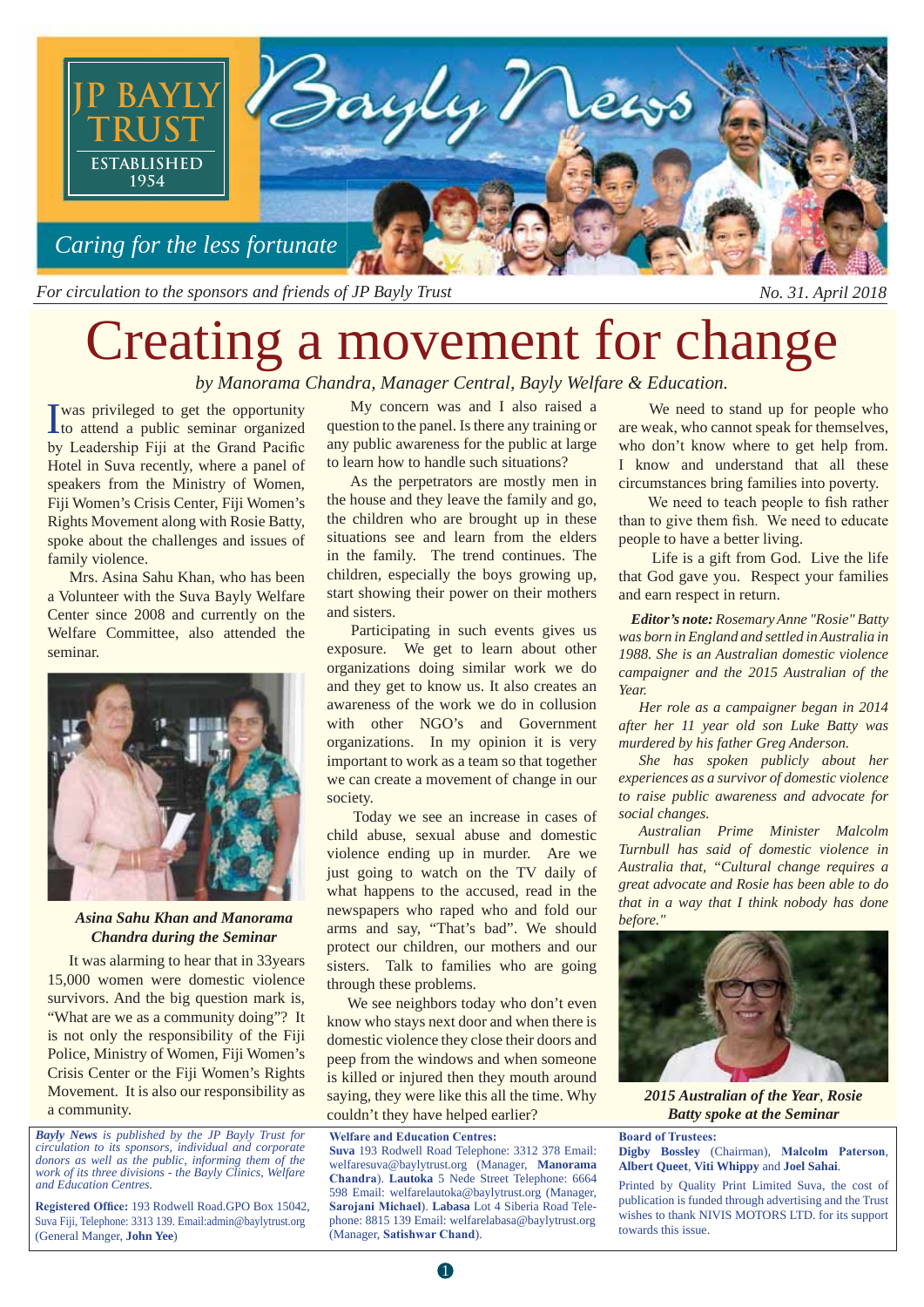# JP BAYLY TRUST

ESTABLISHED 1954

## Bayly News

*Caring for the less fortunate*

*For circulation to the sponsors and friends of JP Bayly Trust* — *No. 31. April 2018*

# Creating a movement for change

*by Manorama Chandra, Manager Central, Bayly Welfare & Education.*

I was privileged to get the opportunity to attend a public seminar organized by Leadership Fiji at the Grand Pacific Hotel in Suva recently, where a panel of speakers from the Ministry of Women, Fiji Women's Crisis Center, Fiji Women's Rights Movement along with Rosie Batty, spoke about the challenges and issues of family violence.

Mrs. Asina Sahu Khan, who has been a Volunteer with the Suva Bayly Welfare Center since 2008 and currently on the Welfare Committee, also attended the seminar.

***Asina Sahu Khan and Manorama Chandra during the Seminar***

It was alarming to hear that in 33years 15,000 women were domestic violence survivors. And the big question mark is, "What are we as a community doing"? It is not only the responsibility of the Fiji Police, Ministry of Women, Fiji Women's Crisis Center or the Fiji Women's Rights Movement. It is also our responsibility as a community.

My concern was and I also raised a question to the panel. Is there any training or any public awareness for the public at large to learn how to handle such situations?

As the perpetrators are mostly men in the house and they leave the family and go, the children who are brought up in these situations see and learn from the elders in the family. The trend continues. The children, especially the boys growing up, start showing their power on their mothers and sisters.

Participating in such events gives us exposure. We get to learn about other organizations doing similar work we do and they get to know us. It also creates an awareness of the work we do in collusion with other NGO's and Government organizations. In my opinion it is very important to work as a team so that together we can create a movement of change in our society.

Today we see an increase in cases of child abuse, sexual abuse and domestic violence ending up in murder. Are we just going to watch on the TV daily of what happens to the accused, read in the newspapers who raped who and fold our arms and say, "That's bad". We should protect our children, our mothers and our sisters. Talk to families who are going through these problems.

We see neighbors today who don't even know who stays next door and when there is domestic violence they close their doors and peep from the windows and when someone is killed or injured then they mouth around saying, they were like this all the time. Why couldn't they have helped earlier?

We need to stand up for people who are weak, who cannot speak for themselves, who don't know where to get help from. I know and understand that all these circumstances bring families into poverty.

We need to teach people to fish rather than to give them fish. We need to educate people to have a better living.

Life is a gift from God. Live the life that God gave you. Respect your families and earn respect in return.

***Editor's note:*** *Rosemary Anne "Rosie" Batty was born in England and settled in Australia in 1988. She is an Australian domestic violence campaigner and the 2015 Australian of the Year.*

*Her role as a campaigner began in 2014 after her 11 year old son Luke Batty was murdered by his father Greg Anderson.*

*She has spoken publicly about her experiences as a survivor of domestic violence to raise public awareness and advocate for social changes.*

*Australian Prime Minister Malcolm Turnbull has said of domestic violence in Australia that, "Cultural change requires a great advocate and Rosie has been able to do that in a way that I think nobody has done before."*

***2015 Australian of the Year, Rosie Batty spoke at the Seminar***

---

***Bayly News*** *is published by the JP Bayly Trust for circulation to its sponsors, individual and corporate donors as well as the public, informing them of the work of its three divisions - the Bayly Clinics, Welfare and Education Centres.*

**Registered Office:** 193 Rodwell Road.GPO Box 15042, Suva Fiji, Telephone: 3313 139. Email:admin@baylytrust.org (General Manger, **John Yee**)

**Welfare and Education Centres:**
**Suva** 193 Rodwell Road Telephone: 3312 378 Email: welfaresuva@baylytrust.org (Manager, **Manorama Chandra**). **Lautoka** 5 Nede Street Telephone: 6664 598 Email: welfarelautoka@baylytrust.org (Manager, **Sarojani Michael**). **Labasa** Lot 4 Siberia Road Telephone: 8815 139 Email: welfarelabasa@baylytrust.org (Manager, **Satishwar Chand**).

**Board of Trustees:**
**Digby Bossley** (Chairman), **Malcolm Paterson**, **Albert Queet**, **Viti Whippy** and **Joel Sahai**.

Printed by Quality Print Limited Suva, the cost of publication is funded through advertising and the Trust wishes to thank NIVIS MOTORS LTD. for its support towards this issue.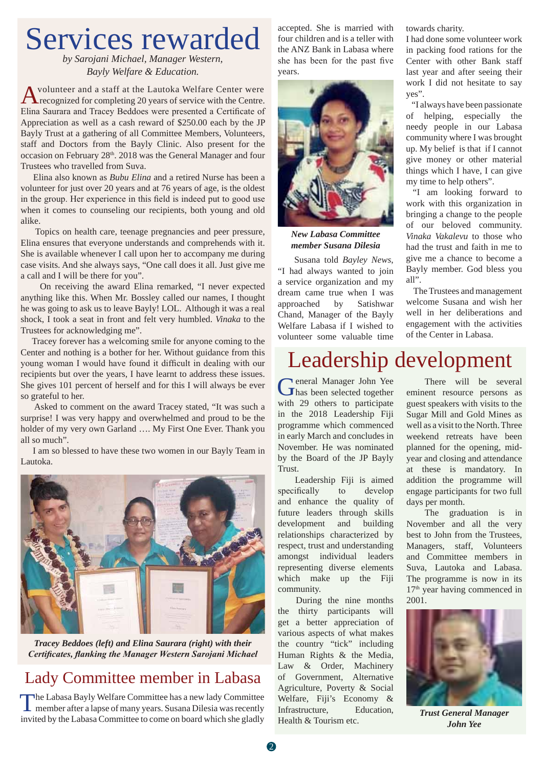# Services rewarded

*by Sarojani Michael, Manager Western, Bayly Welfare & Education.*

A volunteer and a staff at the Lautoka Welfare Center were recognized for completing 20 years of service with the Centre. Elina Saurara and Tracey Beddoes were presented a Certificate of Appreciation as well as a cash reward of $250.00 each by the JP Bayly Trust at a gathering of all Committee Members, Volunteers, staff and Doctors from the Bayly Clinic. Also present for the occasion on February 28th. 2018 was the General Manager and four Trustees who travelled from Suva.

Elina also known as *Bubu Elina* and a retired Nurse has been a volunteer for just over 20 years and at 76 years of age, is the oldest in the group. Her experience in this field is indeed put to good use when it comes to counseling our recipients, both young and old alike.

Topics on health care, teenage pregnancies and peer pressure, Elina ensures that everyone understands and comprehends with it. She is available whenever I call upon her to accompany me during case visits. And she always says, "One call does it all. Just give me a call and I will be there for you".

On receiving the award Elina remarked, "I never expected anything like this. When Mr. Bossley called our names, I thought he was going to ask us to leave Bayly! LOL. Although it was a real shock, I took a seat in front and felt very humbled. *Vinaka* to the Trustees for acknowledging me".

Tracey forever has a welcoming smile for anyone coming to the Center and nothing is a bother for her. Without guidance from this young woman I would have found it difficult in dealing with our recipients but over the years, I have learnt to address these issues. She gives 101 percent of herself and for this I will always be ever so grateful to her.

Asked to comment on the award Tracey stated, "It was such a surprise! I was very happy and overwhelmed and proud to be the holder of my very own Garland …. My First One Ever. Thank you all so much".

I am so blessed to have these two women in our Bayly Team in Lautoka.

***Tracey Beddoes (left) and Elina Saurara (right) with their Certificates, flanking the Manager Western Sarojani Michael***

## Lady Committee member in Labasa

The Labasa Bayly Welfare Committee has a new lady Committee member after a lapse of many years. Susana Dilesia was recently invited by the Labasa Committee to come on board which she gladly accepted. She is married with four children and is a teller with the ANZ Bank in Labasa where she has been for the past five years.

***New Labasa Committee member Susana Dilesia***

Susana told *Bayley News*, "I had always wanted to join a service organization and my dream came true when I was approached by Satishwar Chand, Manager of the Bayly Welfare Labasa if I wished to volunteer some valuable time towards charity.

I had done some volunteer work in packing food rations for the Center with other Bank staff last year and after seeing their work I did not hesitate to say yes".

"I always have been passionate of helping, especially the needy people in our Labasa community where I was brought up. My belief is that if I cannot give money or other material things which I have, I can give my time to help others".

"I am looking forward to work with this organization in bringing a change to the people of our beloved community. *Vinaka Vakalevu* to those who had the trust and faith in me to give me a chance to become a Bayly member. God bless you all".

The Trustees and management welcome Susana and wish her well in her deliberations and engagement with the activities of the Center in Labasa.

# Leadership development

General Manager John Yee has been selected together with 29 others to participate in the 2018 Leadership Fiji programme which commenced in early March and concludes in November. He was nominated by the Board of the JP Bayly Trust.

Leadership Fiji is aimed specifically to develop and enhance the quality of future leaders through skills development and building relationships characterized by respect, trust and understanding amongst individual leaders representing diverse elements which make up the Fiji community.

During the nine months the thirty participants will get a better appreciation of various aspects of what makes the country "tick" including Human Rights & the Media, Law & Order, Machinery of Government, Alternative Agriculture, Poverty & Social Welfare, Fiji's Economy & Infrastructure, Education, Health & Tourism etc.

There will be several eminent resource persons as guest speakers with visits to the Sugar Mill and Gold Mines as well as a visit to the North. Three weekend retreats have been planned for the opening, mid-year and closing and attendance at these is mandatory. In addition the programme will engage participants for two full days per month.

The graduation is in November and all the very best to John from the Trustees, Managers, staff, Volunteers and Committee members in Suva, Lautoka and Labasa. The programme is now in its 17th year having commenced in 2001.

***Trust General Manager John Yee***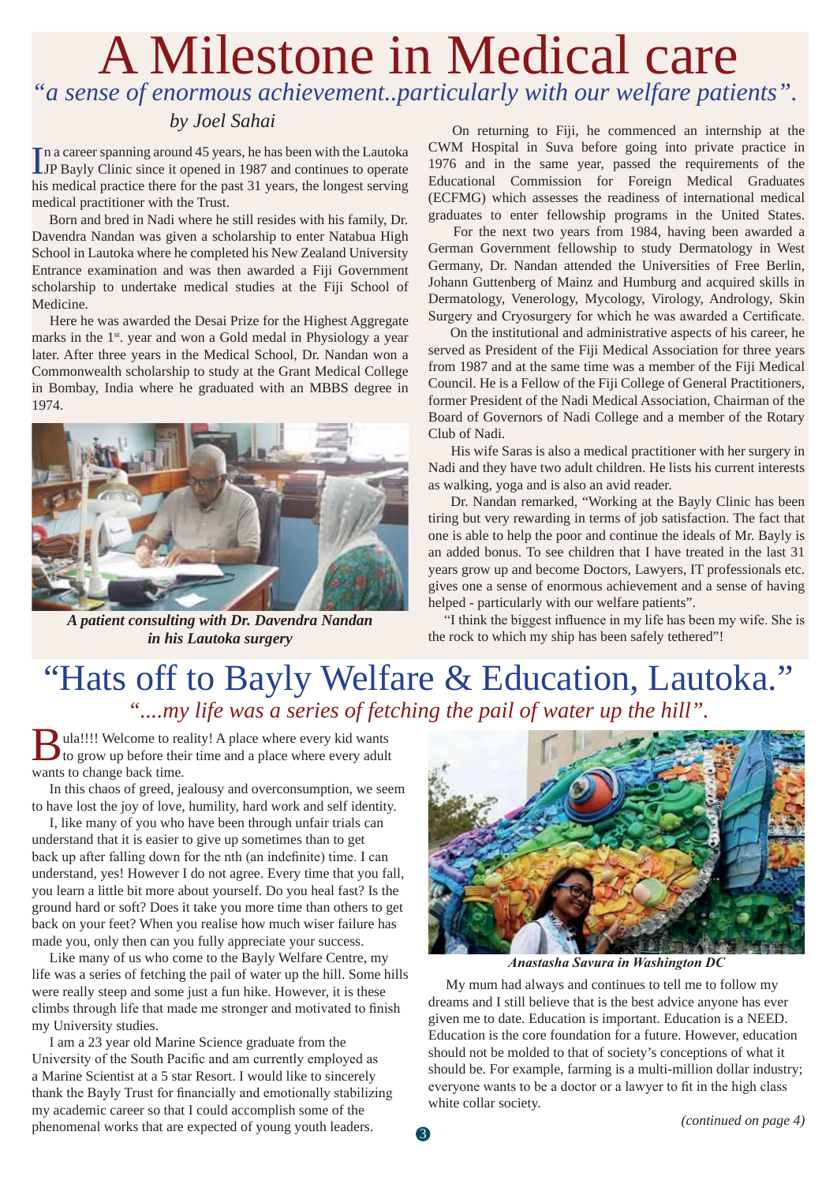# A Milestone in Medical care

*"a sense of enormous achievement..particularly with our welfare patients".*

*by Joel Sahai*

In a career spanning around 45 years, he has been with the Lautoka JP Bayly Clinic since it opened in 1987 and continues to operate his medical practice there for the past 31 years, the longest serving medical practitioner with the Trust.

Born and bred in Nadi where he still resides with his family, Dr. Davendra Nandan was given a scholarship to enter Natabua High School in Lautoka where he completed his New Zealand University Entrance examination and was then awarded a Fiji Government scholarship to undertake medical studies at the Fiji School of Medicine.

Here he was awarded the Desai Prize for the Highest Aggregate marks in the 1st. year and won a Gold medal in Physiology a year later. After three years in the Medical School, Dr. Nandan won a Commonwealth scholarship to study at the Grant Medical College in Bombay, India where he graduated with an MBBS degree in 1974.

***A patient consulting with Dr. Davendra Nandan in his Lautoka surgery***

On returning to Fiji, he commenced an internship at the CWM Hospital in Suva before going into private practice in 1976 and in the same year, passed the requirements of the Educational Commission for Foreign Medical Graduates (ECFMG) which assesses the readiness of international medical graduates to enter fellowship programs in the United States.

For the next two years from 1984, having been awarded a German Government fellowship to study Dermatology in West Germany, Dr. Nandan attended the Universities of Free Berlin, Johann Guttenberg of Mainz and Humburg and acquired skills in Dermatology, Venerology, Mycology, Virology, Andrology, Skin Surgery and Cryosurgery for which he was awarded a Certificate.

On the institutional and administrative aspects of his career, he served as President of the Fiji Medical Association for three years from 1987 and at the same time was a member of the Fiji Medical Council. He is a Fellow of the Fiji College of General Practitioners, former President of the Nadi Medical Association, Chairman of the Board of Governors of Nadi College and a member of the Rotary Club of Nadi.

His wife Saras is also a medical practitioner with her surgery in Nadi and they have two adult children. He lists his current interests as walking, yoga and is also an avid reader.

Dr. Nandan remarked, "Working at the Bayly Clinic has been tiring but very rewarding in terms of job satisfaction. The fact that one is able to help the poor and continue the ideals of Mr. Bayly is an added bonus. To see children that I have treated in the last 31 years grow up and become Doctors, Lawyers, IT professionals etc. gives one a sense of enormous achievement and a sense of having helped - particularly with our welfare patients".

"I think the biggest influence in my life has been my wife. She is the rock to which my ship has been safely tethered"!

# "Hats off to Bayly Welfare & Education, Lautoka."

*"....my life was a series of fetching the pail of water up the hill".*

Bula!!!! Welcome to reality! A place where every kid wants to grow up before their time and a place where every adult wants to change back time.

In this chaos of greed, jealousy and overconsumption, we seem to have lost the joy of love, humility, hard work and self identity.

I, like many of you who have been through unfair trials can understand that it is easier to give up sometimes than to get back up after falling down for the nth (an indefinite) time. I can understand, yes! However I do not agree. Every time that you fall, you learn a little bit more about yourself. Do you heal fast? Is the ground hard or soft? Does it take you more time than others to get back on your feet? When you realise how much wiser failure has made you, only then can you fully appreciate your success.

Like many of us who come to the Bayly Welfare Centre, my life was a series of fetching the pail of water up the hill. Some hills were really steep and some just a fun hike. However, it is these climbs through life that made me stronger and motivated to finish my University studies.

I am a 23 year old Marine Science graduate from the University of the South Pacific and am currently employed as a Marine Scientist at a 5 star Resort. I would like to sincerely thank the Bayly Trust for financially and emotionally stabilizing my academic career so that I could accomplish some of the phenomenal works that are expected of young youth leaders.

***Anastasha Savura in Washington DC***

My mum had always and continues to tell me to follow my dreams and I still believe that is the best advice anyone has ever given me to date. Education is important. Education is a NEED. Education is the core foundation for a future. However, education should not be molded to that of society's conceptions of what it should be. For example, farming is a multi-million dollar industry; everyone wants to be a doctor or a lawyer to fit in the high class white collar society.

*(continued on page 4)*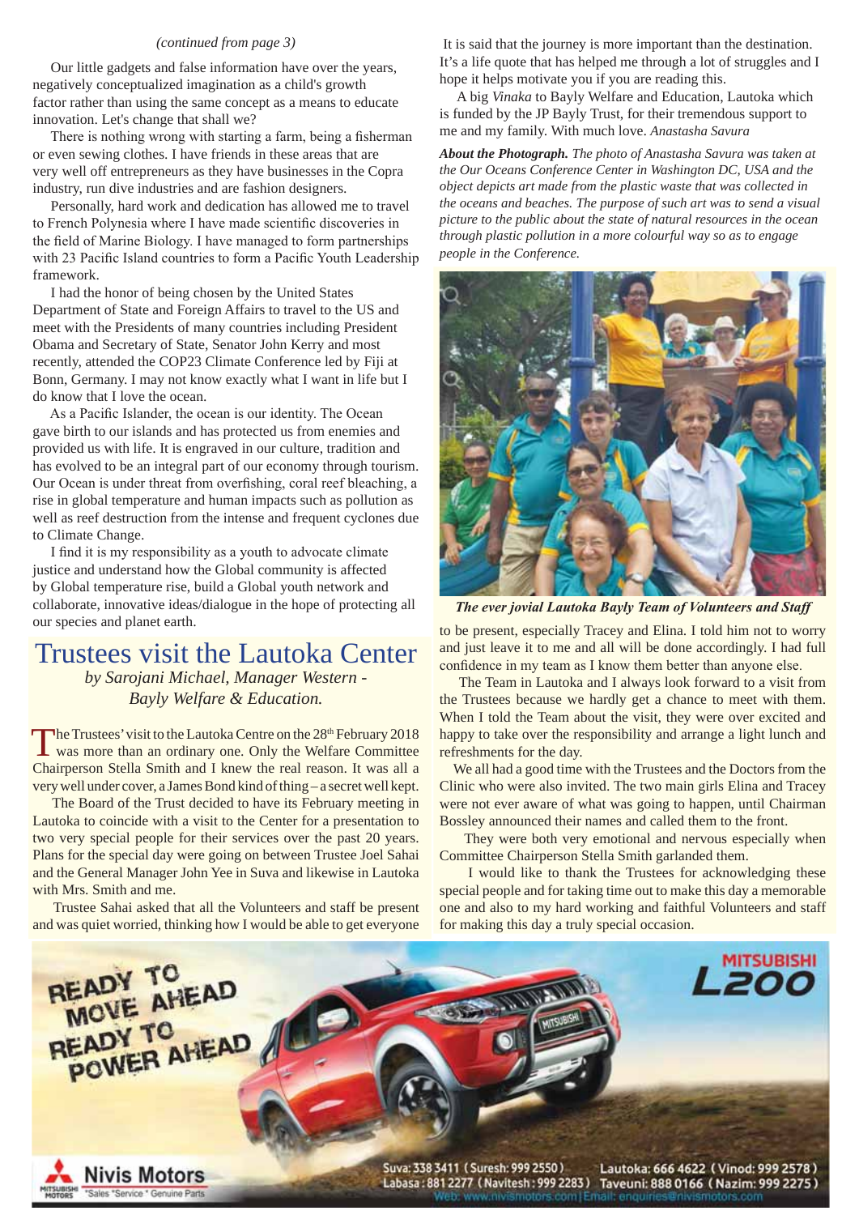*(continued from page 3)*

Our little gadgets and false information have over the years, negatively conceptualized imagination as a child's growth factor rather than using the same concept as a means to educate innovation. Let's change that shall we?

There is nothing wrong with starting a farm, being a fisherman or even sewing clothes. I have friends in these areas that are very well off entrepreneurs as they have businesses in the Copra industry, run dive industries and are fashion designers.

Personally, hard work and dedication has allowed me to travel to French Polynesia where I have made scientific discoveries in the field of Marine Biology. I have managed to form partnerships with 23 Pacific Island countries to form a Pacific Youth Leadership framework.

I had the honor of being chosen by the United States Department of State and Foreign Affairs to travel to the US and meet with the Presidents of many countries including President Obama and Secretary of State, Senator John Kerry and most recently, attended the COP23 Climate Conference led by Fiji at Bonn, Germany. I may not know exactly what I want in life but I do know that I love the ocean.

As a Pacific Islander, the ocean is our identity. The Ocean gave birth to our islands and has protected us from enemies and provided us with life. It is engraved in our culture, tradition and has evolved to be an integral part of our economy through tourism. Our Ocean is under threat from overfishing, coral reef bleaching, a rise in global temperature and human impacts such as pollution as well as reef destruction from the intense and frequent cyclones due to Climate Change.

I find it is my responsibility as a youth to advocate climate justice and understand how the Global community is affected by Global temperature rise, build a Global youth network and collaborate, innovative ideas/dialogue in the hope of protecting all our species and planet earth.

It is said that the journey is more important than the destination. It's a life quote that has helped me through a lot of struggles and I hope it helps motivate you if you are reading this.

A big *Vinaka* to Bayly Welfare and Education, Lautoka which is funded by the JP Bayly Trust, for their tremendous support to me and my family. With much love. *Anastasha Savura*

***About the Photograph.*** *The photo of Anastasha Savura was taken at the Our Oceans Conference Center in Washington DC, USA and the object depicts art made from the plastic waste that was collected in the oceans and beaches. The purpose of such art was to send a visual picture to the public about the state of natural resources in the ocean through plastic pollution in a more colourful way so as to engage people in the Conference.*

## Trustees visit the Lautoka Center

*by Sarojani Michael, Manager Western - Bayly Welfare & Education.*

The Trustees' visit to the Lautoka Centre on the 28th February 2018 was more than an ordinary one. Only the Welfare Committee Chairperson Stella Smith and I knew the real reason. It was all a very well under cover, a James Bond kind of thing – a secret well kept.

The Board of the Trust decided to have its February meeting in Lautoka to coincide with a visit to the Center for a presentation to two very special people for their services over the past 20 years. Plans for the special day were going on between Trustee Joel Sahai and the General Manager John Yee in Suva and likewise in Lautoka with Mrs. Smith and me.

Trustee Sahai asked that all the Volunteers and staff be present and was quiet worried, thinking how I would be able to get everyone to be present, especially Tracey and Elina. I told him not to worry and just leave it to me and all will be done accordingly. I had full confidence in my team as I know them better than anyone else.

***The ever jovial Lautoka Bayly Team of Volunteers and Staff***

The Team in Lautoka and I always look forward to a visit from the Trustees because we hardly get a chance to meet with them. When I told the Team about the visit, they were over excited and happy to take over the responsibility and arrange a light lunch and refreshments for the day.

We all had a good time with the Trustees and the Doctors from the Clinic who were also invited. The two main girls Elina and Tracey were not ever aware of what was going to happen, until Chairman Bossley announced their names and called them to the front.

They were both very emotional and nervous especially when Committee Chairperson Stella Smith garlanded them.

I would like to thank the Trustees for acknowledging these special people and for taking time out to make this day a memorable one and also to my hard working and faithful Volunteers and staff for making this day a truly special occasion.

READY TO MOVE AHEAD
READY TO POWER AHEAD

MITSUBISHI L200

Nivis Motors
*Sales *Service * Genuine Parts

Suva: 338 3411 (Suresh: 999 2550) Lautoka: 666 4622 (Vinod: 999 2578)
Labasa: 881 2277 (Navitesh: 999 2283) Taveuni: 888 0166 (Nazim: 999 2275)
Web: www.nivismotors.com | Email: enquiries@nivismotors.com